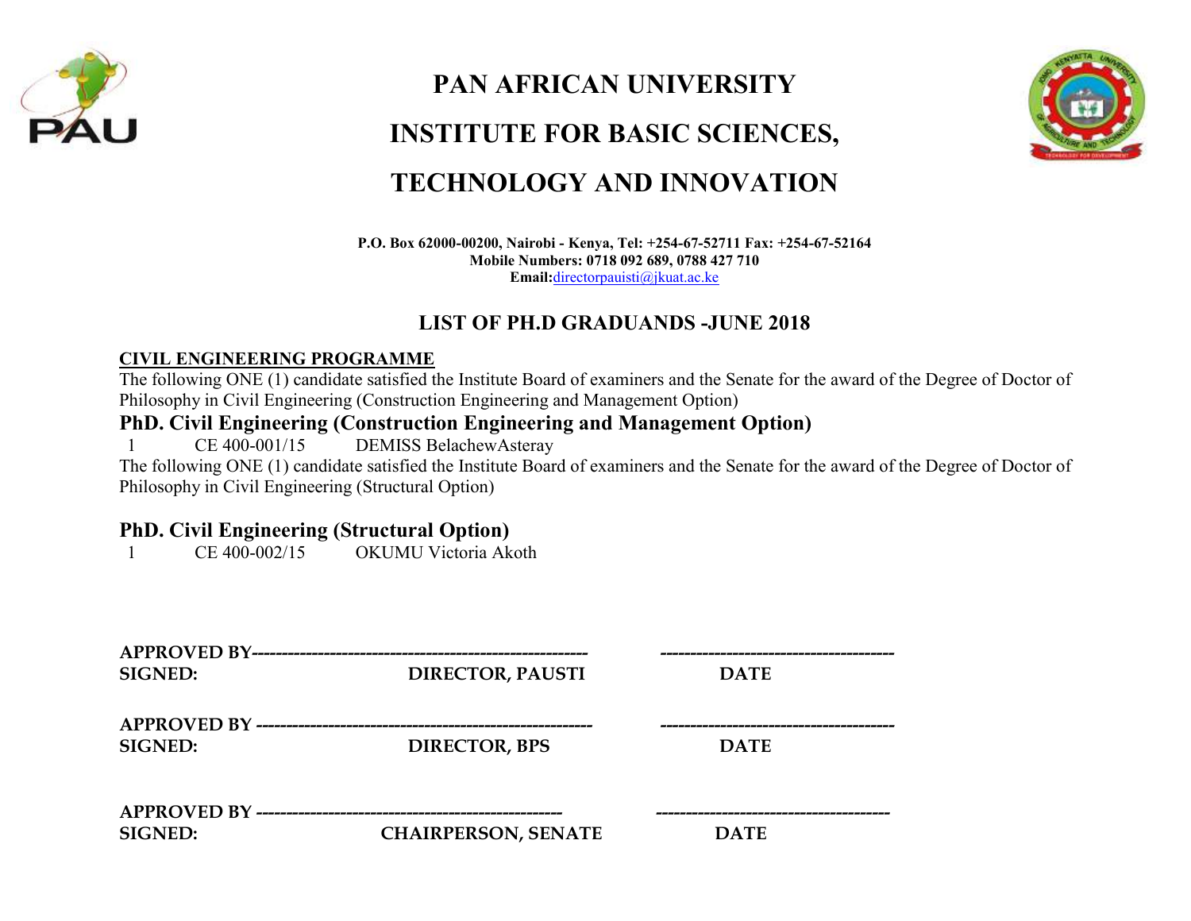# PAN AFRICAN UNIVERSITY

# INSTITUTE FOR BASIC SCIENCES,

# TECHNOLOGY AND INNOVATION

**P.O. Box 62000-00200, Nairobi - Kenya, Tel: +254-67-52711 Fax: +254-67-52164**
**Mobile Numbers: 0718 092 689, 0788 427 710**
**Email:**directorpausti@jkuat.ac.ke

## LIST OF PH.D GRADUANDS -JUNE 2018

**CIVIL ENGINEERING PROGRAMME**

The following ONE (1) candidate satisfied the Institute Board of examiners and the Senate for the award of the Degree of Doctor of Philosophy in Civil Engineering (Construction Engineering and Management Option)

### PhD. Civil Engineering (Construction Engineering and Management Option)

1 CE 400-001/15 DEMISS BelachewAsteray

The following ONE (1) candidate satisfied the Institute Board of examiners and the Senate for the award of the Degree of Doctor of Philosophy in Civil Engineering (Structural Option)

### PhD. Civil Engineering (Structural Option)

1 CE 400-002/15 OKUMU Victoria Akoth

**APPROVED BY-------------------------------------------------------- --------------------------------------**
**SIGNED: DIRECTOR, PAUSTI DATE**

**APPROVED BY -------------------------------------------------------- --------------------------------------**
**SIGNED: DIRECTOR, BPS DATE**

**APPROVED BY ------------------------------------------------ --------------------------------------**
**SIGNED: CHAIRPERSON, SENATE DATE**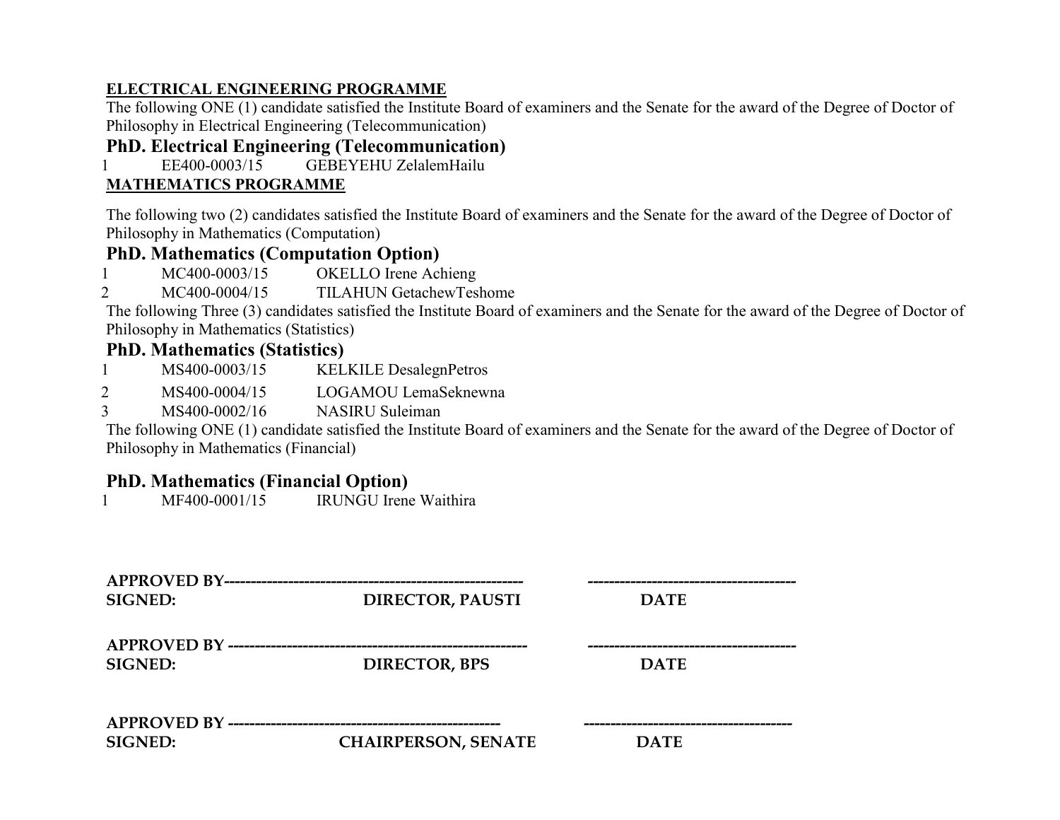**ELECTRICAL ENGINEERING PROGRAMME**

The following ONE (1) candidate satisfied the Institute Board of examiners and the Senate for the award of the Degree of Doctor of Philosophy in Electrical Engineering (Telecommunication)

### PhD. Electrical Engineering (Telecommunication)

| | | |
|---|---|---|
| 1 | EE400-0003/15 | GEBEYEHU ZelalemHailu |

**MATHEMATICS PROGRAMME**

The following two (2) candidates satisfied the Institute Board of examiners and the Senate for the award of the Degree of Doctor of Philosophy in Mathematics (Computation)

### PhD. Mathematics (Computation Option)

| | | |
|---|---|---|
| 1 | MC400-0003/15 | OKELLO Irene Achieng |
| 2 | MC400-0004/15 | TILAHUN GetachewTeshome |

The following Three (3) candidates satisfied the Institute Board of examiners and the Senate for the award of the Degree of Doctor of Philosophy in Mathematics (Statistics)

### PhD. Mathematics (Statistics)

| | | |
|---|---|---|
| 1 | MS400-0003/15 | KELKILE DesalegnPetros |
| 2 | MS400-0004/15 | LOGAMOU LemaSeknewna |
| 3 | MS400-0002/16 | NASIRU Suleiman |

The following ONE (1) candidate satisfied the Institute Board of examiners and the Senate for the award of the Degree of Doctor of Philosophy in Mathematics (Financial)

### PhD. Mathematics (Financial Option)

| | | |
|---|---|---|
| 1 | MF400-0001/15 | IRUNGU Irene Waithira |

**APPROVED BY------------------------------------------------------- --------------------------------------**
**SIGNED: DIRECTOR, PAUSTI DATE**

**APPROVED BY ------------------------------------------------------- --------------------------------------**
**SIGNED: DIRECTOR, BPS DATE**

**APPROVED BY ------------------------------------------------- --------------------------------------**
**SIGNED: CHAIRPERSON, SENATE DATE**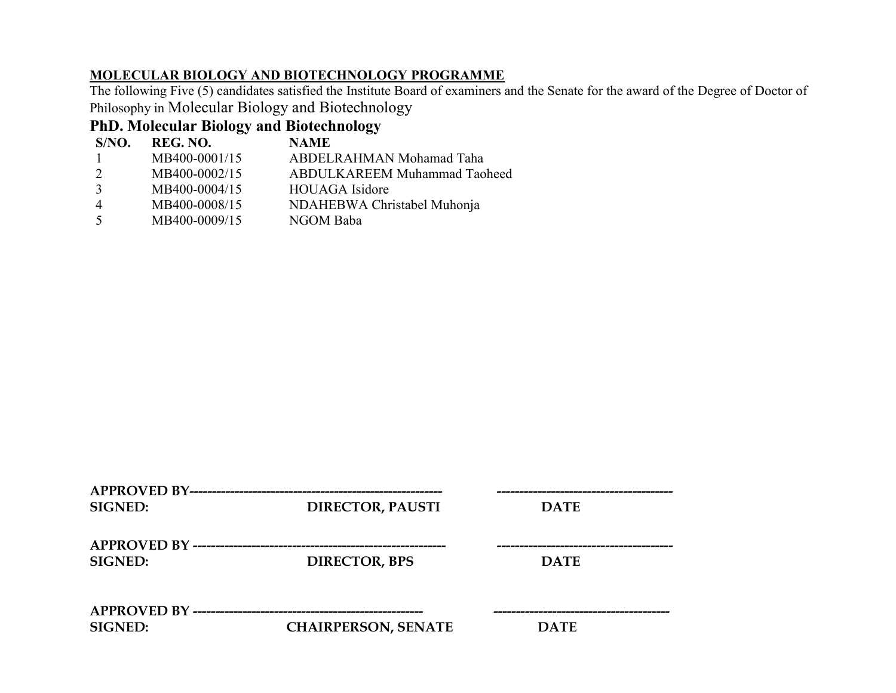**MOLECULAR BIOLOGY AND BIOTECHNOLOGY PROGRAMME**

The following Five (5) candidates satisfied the Institute Board of examiners and the Senate for the award of the Degree of Doctor of Philosophy in Molecular Biology and Biotechnology

## PhD. Molecular Biology and Biotechnology

| S/NO. | REG. NO. | NAME |
|---|---|---|
| 1 | MB400-0001/15 | ABDELRAHMAN Mohamad Taha |
| 2 | MB400-0002/15 | ABDULKAREEM Muhammad Taoheed |
| 3 | MB400-0004/15 | HOUAGA Isidore |
| 4 | MB400-0008/15 | NDAHEBWA Christabel Muhonja |
| 5 | MB400-0009/15 | NGOM Baba |

**APPROVED BY-------------------------------------------------------- --------------------------------------**
**SIGNED: DIRECTOR, PAUSTI DATE**

**APPROVED BY -------------------------------------------------------- --------------------------------------**
**SIGNED: DIRECTOR, BPS DATE**

**APPROVED BY ------------------------------------------------- --------------------------------------**
**SIGNED: CHAIRPERSON, SENATE DATE**